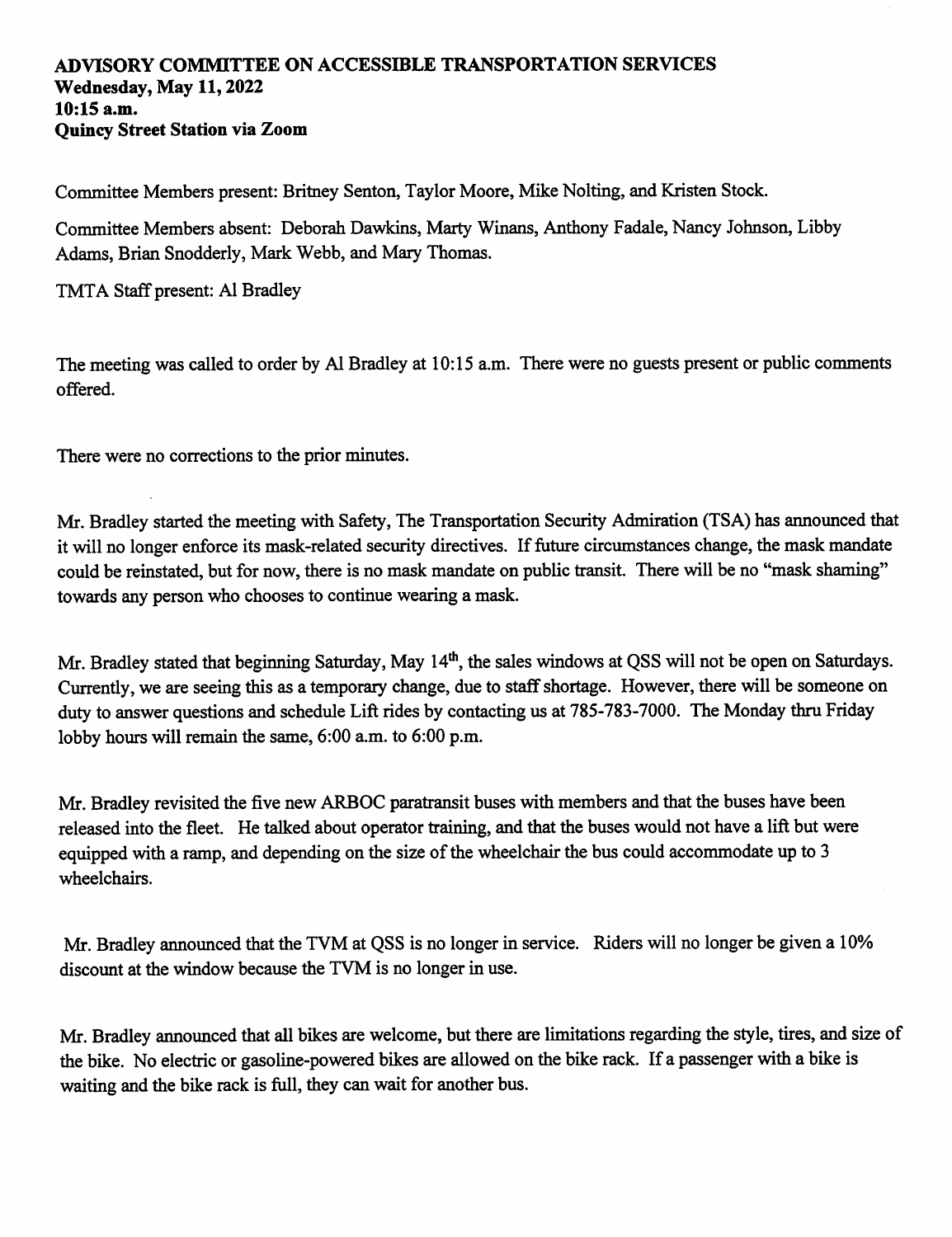**ADVISORY COMMITTEE ON ACCESSIBLE TRANSPORTATION SERVICES**
**Wednesday, May 11, 2022**
**10:15 a.m.**
**Quincy Street Station via Zoom**

Committee Members present: Britney Senton, Taylor Moore, Mike Nolting, and Kristen Stock.

Committee Members absent: Deborah Dawkins, Marty Winans, Anthony Fadale, Nancy Johnson, Libby Adams, Brian Snodderly, Mark Webb, and Mary Thomas.

TMTA Staff present: Al Bradley

The meeting was called to order by Al Bradley at 10:15 a.m. There were no guests present or public comments offered.

There were no corrections to the prior minutes.

Mr. Bradley started the meeting with Safety, The Transportation Security Admiration (TSA) has announced that it will no longer enforce its mask-related security directives. If future circumstances change, the mask mandate could be reinstated, but for now, there is no mask mandate on public transit. There will be no "mask shaming" towards any person who chooses to continue wearing a mask.

Mr. Bradley stated that beginning Saturday, May 14th, the sales windows at QSS will not be open on Saturdays. Currently, we are seeing this as a temporary change, due to staff shortage. However, there will be someone on duty to answer questions and schedule Lift rides by contacting us at 785-783-7000. The Monday thru Friday lobby hours will remain the same, 6:00 a.m. to 6:00 p.m.

Mr. Bradley revisited the five new ARBOC paratransit buses with members and that the buses have been released into the fleet. He talked about operator training, and that the buses would not have a lift but were equipped with a ramp, and depending on the size of the wheelchair the bus could accommodate up to 3 wheelchairs.

Mr. Bradley announced that the TVM at QSS is no longer in service. Riders will no longer be given a 10% discount at the window because the TVM is no longer in use.

Mr. Bradley announced that all bikes are welcome, but there are limitations regarding the style, tires, and size of the bike. No electric or gasoline-powered bikes are allowed on the bike rack. If a passenger with a bike is waiting and the bike rack is full, they can wait for another bus.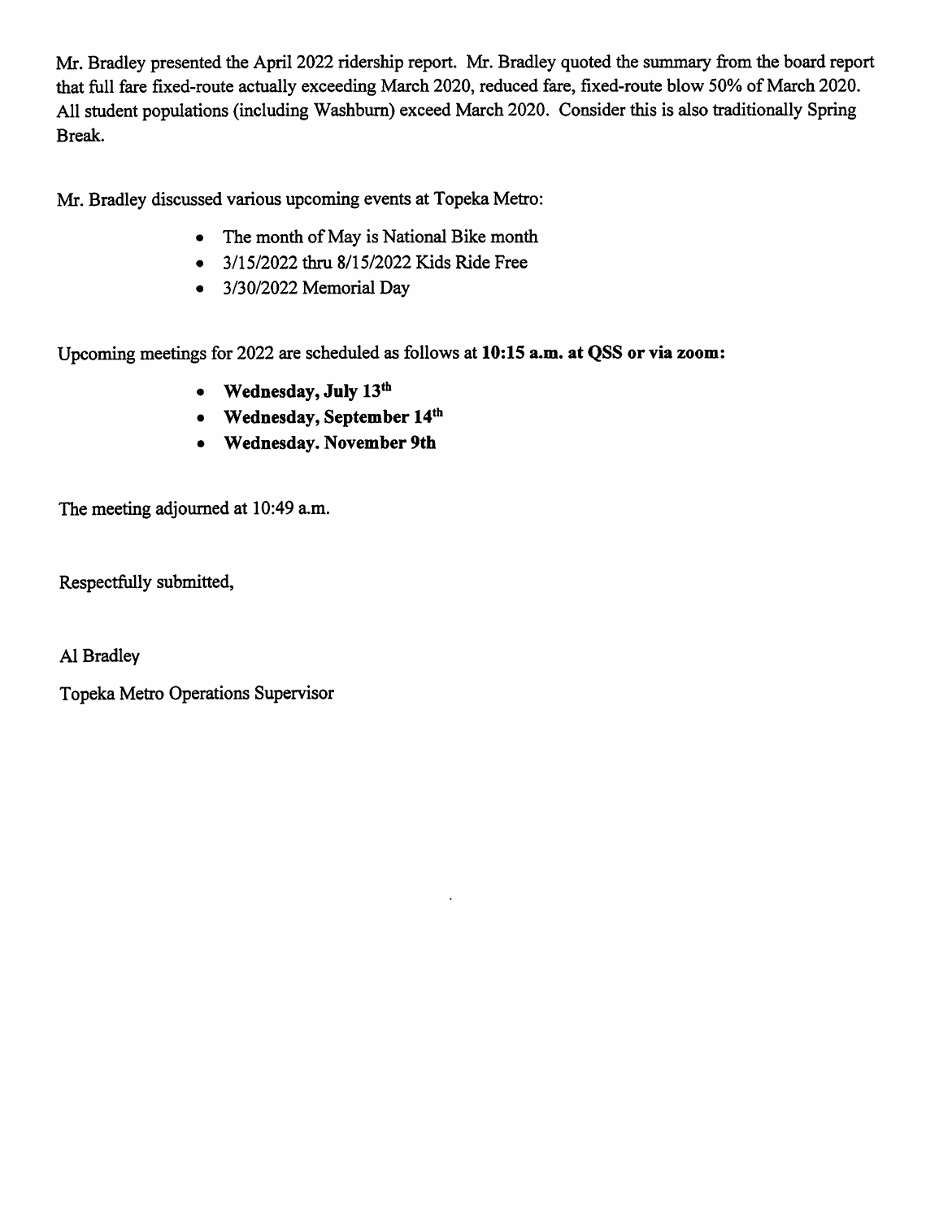Mr. Bradley presented the April 2022 ridership report. Mr. Bradley quoted the summary from the board report that full fare fixed-route actually exceeding March 2020, reduced fare, fixed-route blow 50% of March 2020. All student populations (including Washburn) exceed March 2020. Consider this is also traditionally Spring Break.

Mr. Bradley discussed various upcoming events at Topeka Metro:

- The month of May is National Bike month
- 3/15/2022 thru 8/15/2022 Kids Ride Free
- 3/30/2022 Memorial Day

Upcoming meetings for 2022 are scheduled as follows at **10:15 a.m. at QSS or via zoom:**

- **Wednesday, July 13th**
- **Wednesday, September 14th**
- **Wednesday. November 9th**

The meeting adjourned at 10:49 a.m.

Respectfully submitted,

Al Bradley

Topeka Metro Operations Supervisor